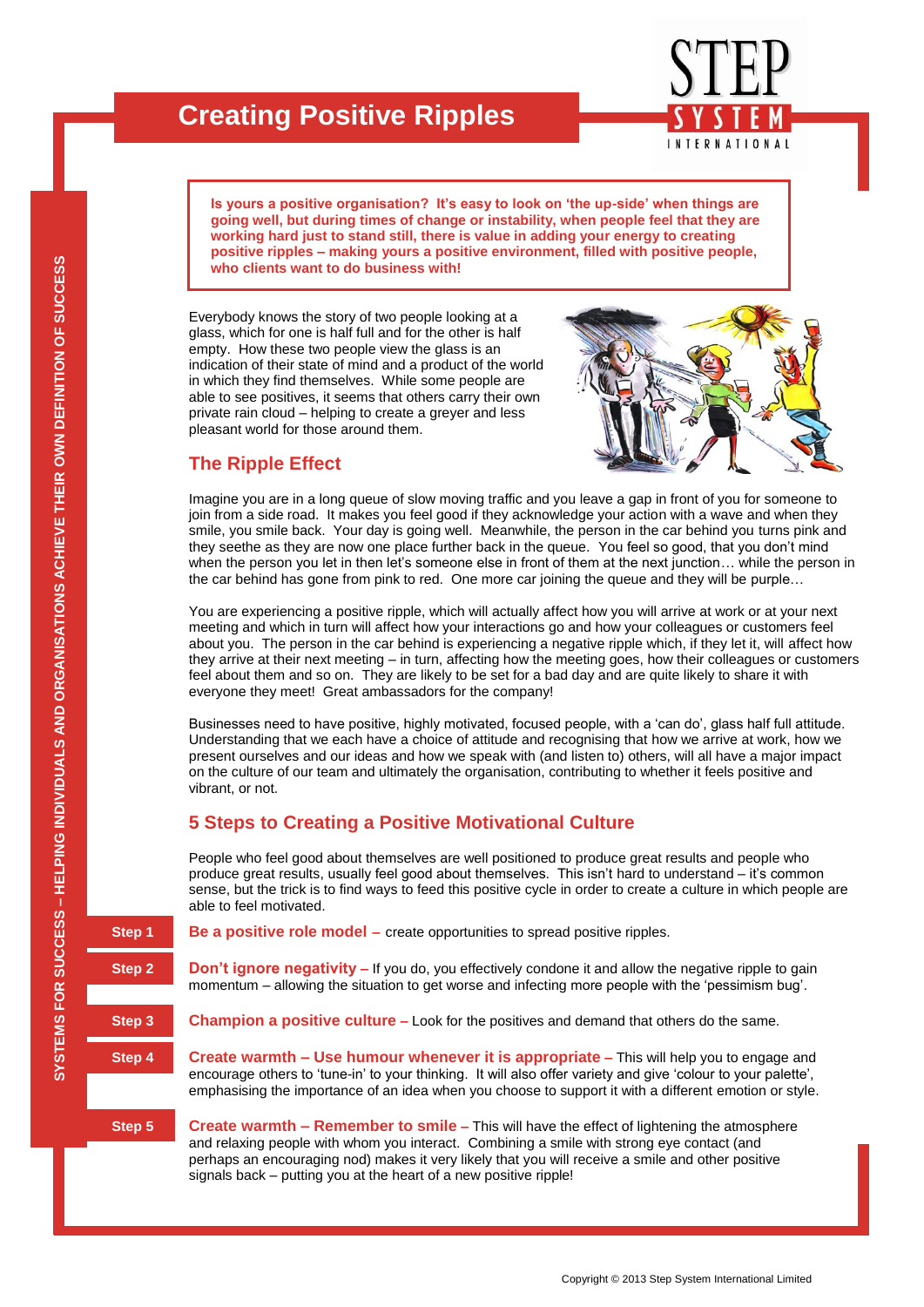# Creating Positive Ripples

**Is yours a positive organisation? It's easy to look on 'the up-side' when things are going well, but during times of change or instability, when people feel that they are working hard just to stand still, there is value in adding your energy to creating positive ripples – making yours a positive environment, filled with positive people, who clients want to do business with!**

Everybody knows the story of two people looking at a glass, which for one is half full and for the other is half empty. How these two people view the glass is an indication of their state of mind and a product of the world in which they find themselves. While some people are able to see positives, it seems that others carry their own private rain cloud – helping to create a greyer and less pleasant world for those around them.

## The Ripple Effect

Imagine you are in a long queue of slow moving traffic and you leave a gap in front of you for someone to join from a side road. It makes you feel good if they acknowledge your action with a wave and when they smile, you smile back. Your day is going well. Meanwhile, the person in the car behind you turns pink and they seethe as they are now one place further back in the queue. You feel so good, that you don't mind when the person you let in then let's someone else in front of them at the next junction… while the person in the car behind has gone from pink to red. One more car joining the queue and they will be purple…

You are experiencing a positive ripple, which will actually affect how you will arrive at work or at your next meeting and which in turn will affect how your interactions go and how your colleagues or customers feel about you. The person in the car behind is experiencing a negative ripple which, if they let it, will affect how they arrive at their next meeting – in turn, affecting how the meeting goes, how their colleagues or customers feel about them and so on. They are likely to be set for a bad day and are quite likely to share it with everyone they meet! Great ambassadors for the company!

Businesses need to have positive, highly motivated, focused people, with a 'can do', glass half full attitude. Understanding that we each have a choice of attitude and recognising that how we arrive at work, how we present ourselves and our ideas and how we speak with (and listen to) others, will all have a major impact on the culture of our team and ultimately the organisation, contributing to whether it feels positive and vibrant, or not.

## 5 Steps to Creating a Positive Motivational Culture

People who feel good about themselves are well positioned to produce great results and people who produce great results, usually feel good about themselves. This isn't hard to understand – it's common sense, but the trick is to find ways to feed this positive cycle in order to create a culture in which people are able to feel motivated.

**Step 1** — **Be a positive role model –** create opportunities to spread positive ripples.

**Step 2** — **Don't ignore negativity –** If you do, you effectively condone it and allow the negative ripple to gain momentum – allowing the situation to get worse and infecting more people with the 'pessimism bug'.

**Step 3** — **Champion a positive culture –** Look for the positives and demand that others do the same.

**Step 4** — **Create warmth – Use humour whenever it is appropriate –** This will help you to engage and encourage others to 'tune-in' to your thinking. It will also offer variety and give 'colour to your palette', emphasising the importance of an idea when you choose to support it with a different emotion or style.

**Step 5** — **Create warmth – Remember to smile –** This will have the effect of lightening the atmosphere and relaxing people with whom you interact. Combining a smile with strong eye contact (and perhaps an encouraging nod) makes it very likely that you will receive a smile and other positive signals back – putting you at the heart of a new positive ripple!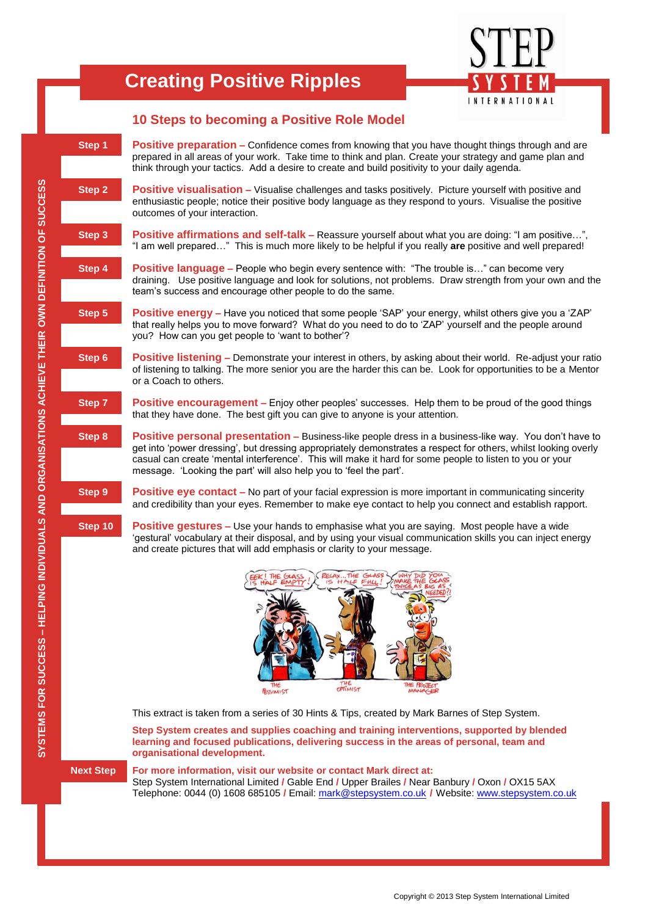# Creating Positive Ripples

STEP SYSTEM INTERNATIONAL

## 10 Steps to becoming a Positive Role Model

**Step 1** **Positive preparation –** Confidence comes from knowing that you have thought things through and are prepared in all areas of your work. Take time to think and plan. Create your strategy and game plan and think through your tactics. Add a desire to create and build positivity to your daily agenda.

**Step 2** **Positive visualisation –** Visualise challenges and tasks positively. Picture yourself with positive and enthusiastic people; notice their positive body language as they respond to yours. Visualise the positive outcomes of your interaction.

**Step 3** **Positive affirmations and self-talk –** Reassure yourself about what you are doing: "I am positive…", "I am well prepared…" This is much more likely to be helpful if you really **are** positive and well prepared!

**Step 4** **Positive language –** People who begin every sentence with: "The trouble is…" can become very draining. Use positive language and look for solutions, not problems. Draw strength from your own and the team's success and encourage other people to do the same.

**Step 5** **Positive energy –** Have you noticed that some people 'SAP' your energy, whilst others give you a 'ZAP' that really helps you to move forward? What do you need to do to 'ZAP' yourself and the people around you? How can you get people to 'want to bother'?

**Step 6** **Positive listening –** Demonstrate your interest in others, by asking about their world. Re-adjust your ratio of listening to talking. The more senior you are the harder this can be. Look for opportunities to be a Mentor or a Coach to others.

**Step 7** **Positive encouragement –** Enjoy other peoples' successes. Help them to be proud of the good things that they have done. The best gift you can give to anyone is your attention.

**Step 8** **Positive personal presentation –** Business-like people dress in a business-like way. You don't have to get into 'power dressing', but dressing appropriately demonstrates a respect for others, whilst looking overly casual can create 'mental interference'. This will make it hard for some people to listen to you or your message. 'Looking the part' will also help you to 'feel the part'.

**Step 9** **Positive eye contact –** No part of your facial expression is more important in communicating sincerity and credibility than your eyes. Remember to make eye contact to help you connect and establish rapport.

**Step 10** **Positive gestures –** Use your hands to emphasise what you are saying. Most people have a wide 'gestural' vocabulary at their disposal, and by using your visual communication skills you can inject energy and create pictures that will add emphasis or clarity to your message.

EEK! THE GLASS IS HALF EMPTY! — THE PESSIMIST
RELAX…THE GLASS IS HALF FULL! — THE OPTIMIST
WHY DID YOU MAKE THE GLASS TWICE AS BIG AS NEEDED?! — THE PROJECT MANAGER

This extract is taken from a series of 30 Hints & Tips, created by Mark Barnes of Step System.

**Step System creates and supplies coaching and training interventions, supported by blended learning and focused publications, delivering success in the areas of personal, team and organisational development.**

**Next Step** **For more information, visit our website or contact Mark direct at:**
Step System International Limited / Gable End / Upper Brailes / Near Banbury / Oxon / OX15 5AX
Telephone: 0044 (0) 1608 685105 / Email: mark@stepsystem.co.uk / Website: www.stepsystem.co.uk

SYSTEMS FOR SUCCESS – HELPING INDIVIDUALS AND ORGANISATIONS ACHIEVE THEIR OWN DEFINITION OF SUCCESS

Copyright © 2013 Step System International Limited